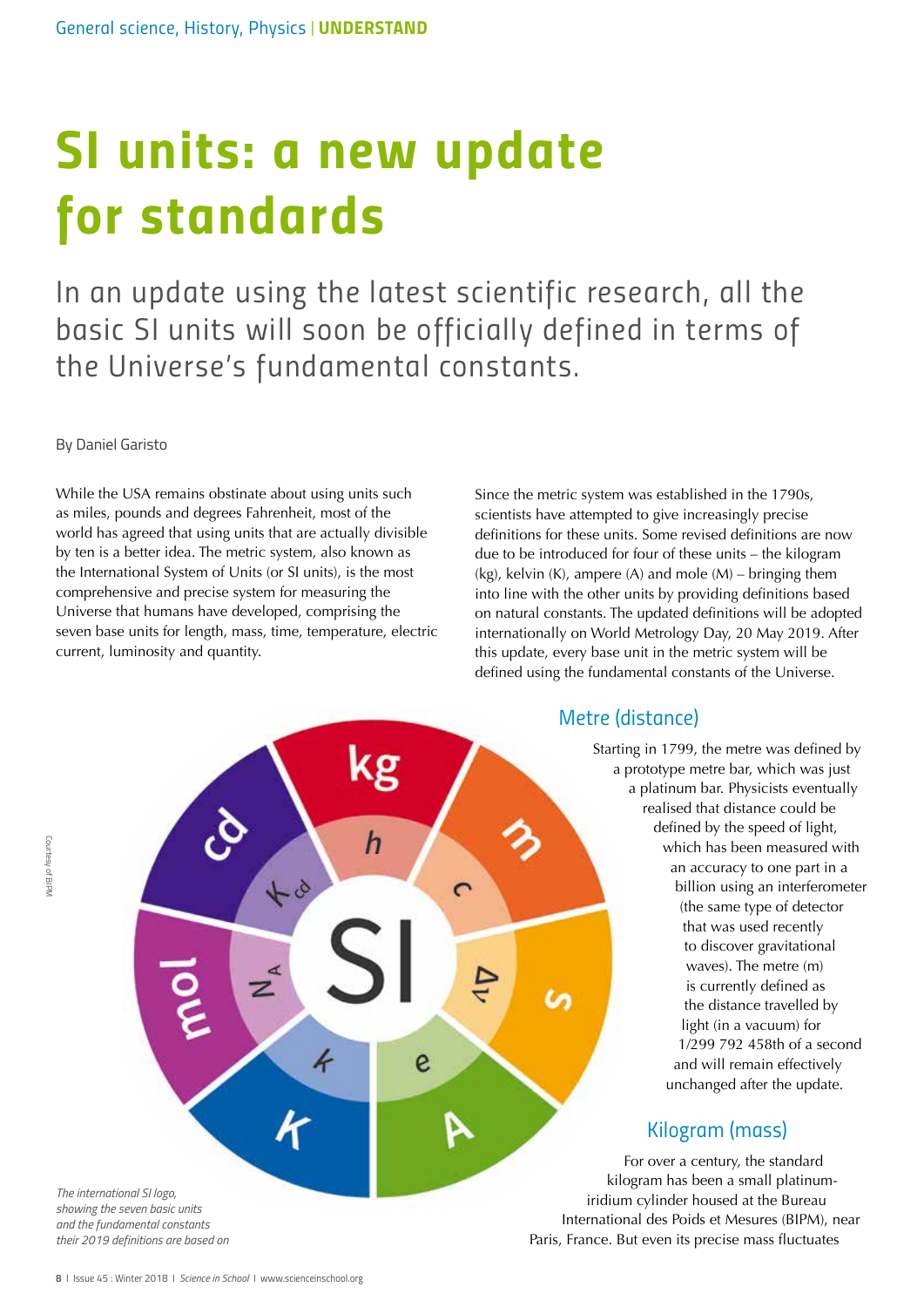General science, History, Physics | **UNDERSTAND**

# SI units: a new update for standards

In an update using the latest scientific research, all the basic SI units will soon be officially defined in terms of the Universe's fundamental constants.

By Daniel Garisto

While the USA remains obstinate about using units such as miles, pounds and degrees Fahrenheit, most of the world has agreed that using units that are actually divisible by ten is a better idea. The metric system, also known as the International System of Units (or SI units), is the most comprehensive and precise system for measuring the Universe that humans have developed, comprising the seven base units for length, mass, time, temperature, electric current, luminosity and quantity.

Since the metric system was established in the 1790s, scientists have attempted to give increasingly precise definitions for these units. Some revised definitions are now due to be introduced for four of these units – the kilogram (kg), kelvin (K), ampere (A) and mole (M) – bringing them into line with the other units by providing definitions based on natural constants. The updated definitions will be adopted internationally on World Metrology Day, 20 May 2019. After this update, every base unit in the metric system will be defined using the fundamental constants of the Universe.

*The international SI logo, showing the seven basic units and the fundamental constants their 2019 definitions are based on*

Courtesy of BIPM

## Metre (distance)

Starting in 1799, the metre was defined by a prototype metre bar, which was just a platinum bar. Physicists eventually realised that distance could be defined by the speed of light, which has been measured with an accuracy to one part in a billion using an interferometer (the same type of detector that was used recently to discover gravitational waves). The metre (m) is currently defined as the distance travelled by light (in a vacuum) for 1/299 792 458th of a second and will remain effectively unchanged after the update.

## Kilogram (mass)

For over a century, the standard kilogram has been a small platinum-iridium cylinder housed at the Bureau International des Poids et Mesures (BIPM), near Paris, France. But even its precise mass fluctuates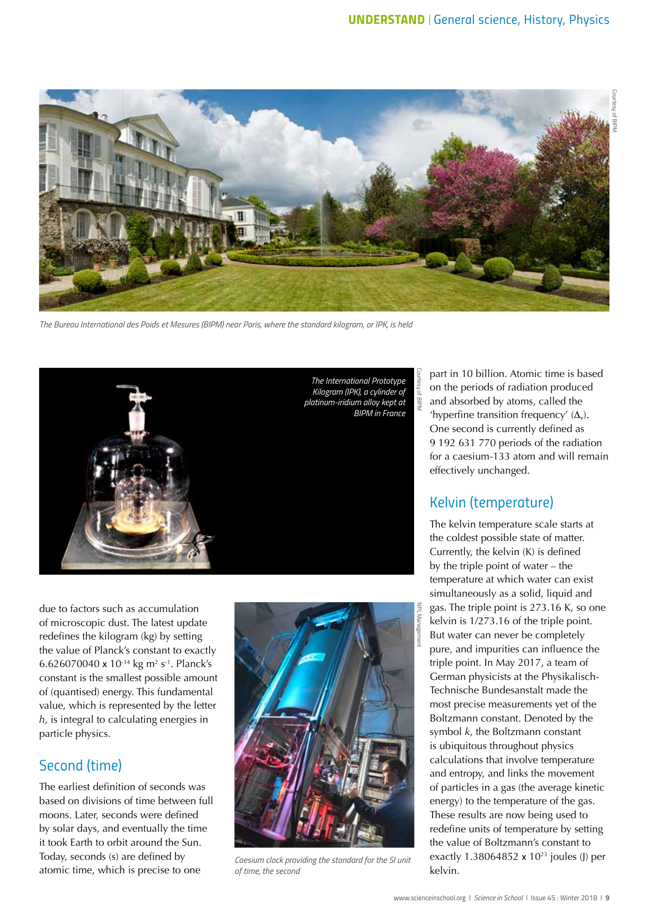The Bureau International des Poids et Mesures (BIPM) near Paris, where the standard kilogram, or IPK, is held

*The International Prototype Kilogram (IPK), a cylinder of platinum-iridium alloy kept at BIPM in France*

due to factors such as accumulation of microscopic dust. The latest update redefines the kilogram (kg) by setting the value of Planck's constant to exactly 6.626070040 x $10^{-34}$ kg $m^2$ $s^{-1}$. Planck's constant is the smallest possible amount of (quantised) energy. This fundamental value, which is represented by the letter *h*, is integral to calculating energies in particle physics.

## Second (time)

The earliest definition of seconds was based on divisions of time between full moons. Later, seconds were defined by solar days, and eventually the time it took Earth to orbit around the Sun. Today, seconds (s) are defined by atomic time, which is precise to one part in 10 billion. Atomic time is based on the periods of radiation produced and absorbed by atoms, called the 'hyperfine transition frequency' ($\Delta_v$). One second is currently defined as 9 192 631 770 periods of the radiation for a caesium-133 atom and will remain effectively unchanged.

*Caesium clock providing the standard for the SI unit of time, the second*

## Kelvin (temperature)

The kelvin temperature scale starts at the coldest possible state of matter. Currently, the kelvin (K) is defined by the triple point of water – the temperature at which water can exist simultaneously as a solid, liquid and gas. The triple point is 273.16 K, so one kelvin is 1/273.16 of the triple point. But water can never be completely pure, and impurities can influence the triple point. In May 2017, a team of German physicists at the Physikalisch-Technische Bundesanstalt made the most precise measurements yet of the Boltzmann constant. Denoted by the symbol *k*, the Boltzmann constant is ubiquitous throughout physics calculations that involve temperature and entropy, and links the movement of particles in a gas (the average kinetic energy) to the temperature of the gas. These results are now being used to redefine units of temperature by setting the value of Boltzmann's constant to exactly 1.38064852 x $10^{23}$ joules (J) per kelvin.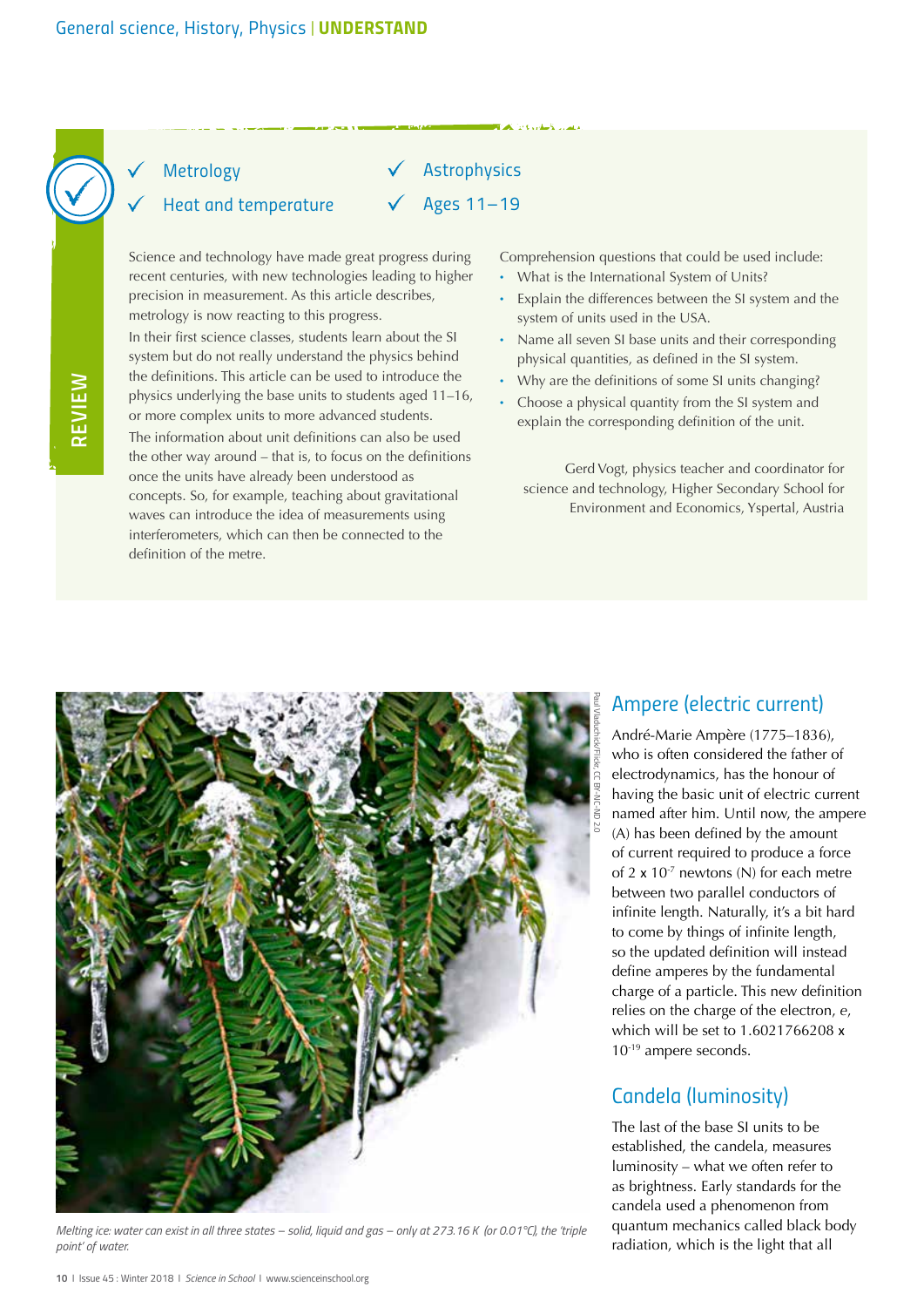✓ Metrology

✓ Heat and temperature

✓ Astrophysics

✓ Ages 11–19

REVIEW

Science and technology have made great progress during recent centuries, with new technologies leading to higher precision in measurement. As this article describes, metrology is now reacting to this progress.

In their first science classes, students learn about the SI system but do not really understand the physics behind the definitions. This article can be used to introduce the physics underlying the base units to students aged 11–16, or more complex units to more advanced students.

The information about unit definitions can also be used the other way around – that is, to focus on the definitions once the units have already been understood as concepts. So, for example, teaching about gravitational waves can introduce the idea of measurements using interferometers, which can then be connected to the definition of the metre.

Comprehension questions that could be used include:

- What is the International System of Units?
- Explain the differences between the SI system and the system of units used in the USA.
- Name all seven SI base units and their corresponding physical quantities, as defined in the SI system.
- Why are the definitions of some SI units changing?
- Choose a physical quantity from the SI system and explain the corresponding definition of the unit.

*Gerd Vogt, physics teacher and coordinator for science and technology, Higher Secondary School for Environment and Economics, Ysspertal, Austria*

Paul Vladuchick/Flickr, CC BY-NC-ND 2.0

*Melting ice: water can exist in all three states – solid, liquid and gas – only at 273.16 K (or 0.01°C), the 'triple point' of water.*

## Ampere (electric current)

André-Marie Ampère (1775–1836), who is often considered the father of electrodynamics, has the honour of having the basic unit of electric current named after him. Until now, the ampere (A) has been defined by the amount of current required to produce a force of $2 \times 10^{-7}$ newtons (N) for each metre between two parallel conductors of infinite length. Naturally, it's a bit hard to come by things of infinite length, so the updated definition will instead define amperes by the fundamental charge of a particle. This new definition relies on the charge of the electron, $e$, which will be set to $1.6021766208 \times 10^{-19}$ ampere seconds.

## Candela (luminosity)

The last of the base SI units to be established, the candela, measures luminosity – what we often refer to as brightness. Early standards for the candela used a phenomenon from quantum mechanics called black body radiation, which is the light that all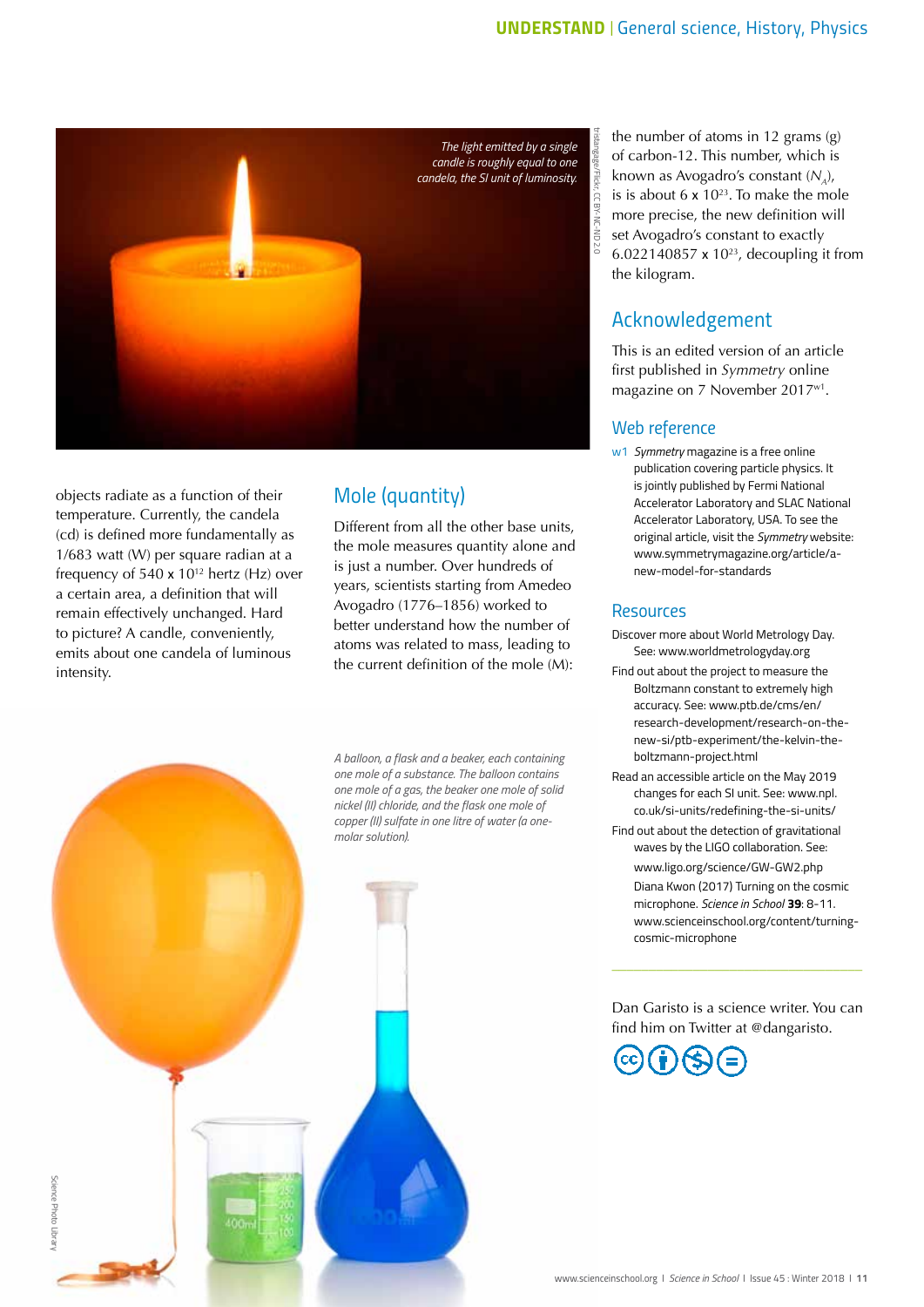The light emitted by a single candle is roughly equal to one candela, the SI unit of luminosity.

objects radiate as a function of their temperature. Currently, the candela (cd) is defined more fundamentally as 1/683 watt (W) per square radian at a frequency of 540 x $10^{12}$ hertz (Hz) over a certain area, a definition that will remain effectively unchanged. Hard to picture? A candle, conveniently, emits about one candela of luminous intensity.

## Mole (quantity)

Different from all the other base units, the mole measures quantity alone and is just a number. Over hundreds of years, scientists starting from Amedeo Avogadro (1776–1856) worked to better understand how the number of atoms was related to mass, leading to the current definition of the mole (M): the number of atoms in 12 grams (g) of carbon-12. This number, which is known as Avogadro's constant ($N_A$), is is about 6 x $10^{23}$. To make the mole more precise, the new definition will set Avogadro's constant to exactly 6.022140857 x $10^{23}$, decoupling it from the kilogram.

A balloon, a flask and a beaker, each containing one mole of a substance. The balloon contains one mole of a gas, the beaker one mole of solid nickel (II) chloride, and the flask one mole of copper (II) sulfate in one litre of water (a one-molar solution).

## Acknowledgement

This is an edited version of an article first published in *Symmetry* online magazine on 7 November 2017[w1].

## Web reference

w1 *Symmetry* magazine is a free online publication covering particle physics. It is jointly published by Fermi National Accelerator Laboratory and SLAC National Accelerator Laboratory, USA. To see the original article, visit the *Symmetry* website: www.symmetrymagazine.org/article/a-new-model-for-standards

## Resources

Discover more about World Metrology Day. See: www.worldmetrologyday.org

Find out about the project to measure the Boltzmann constant to extremely high accuracy. See: www.ptb.de/cms/en/research-development/research-on-the-new-si/ptb-experiment/the-kelvin-the-boltzmann-project.html

Read an accessible article on the May 2019 changes for each SI unit. See: www.npl.co.uk/si-units/redefining-the-si-units/

Find out about the detection of gravitational waves by the LIGO collaboration. See: www.ligo.org/science/GW-GW2.php

Diana Kwon (2017) Turning on the cosmic microphone. *Science in School* **39**: 8-11. www.scienceinschool.org/content/turning-cosmic-microphone

Dan Garisto is a science writer. You can find him on Twitter at @dangaristo.